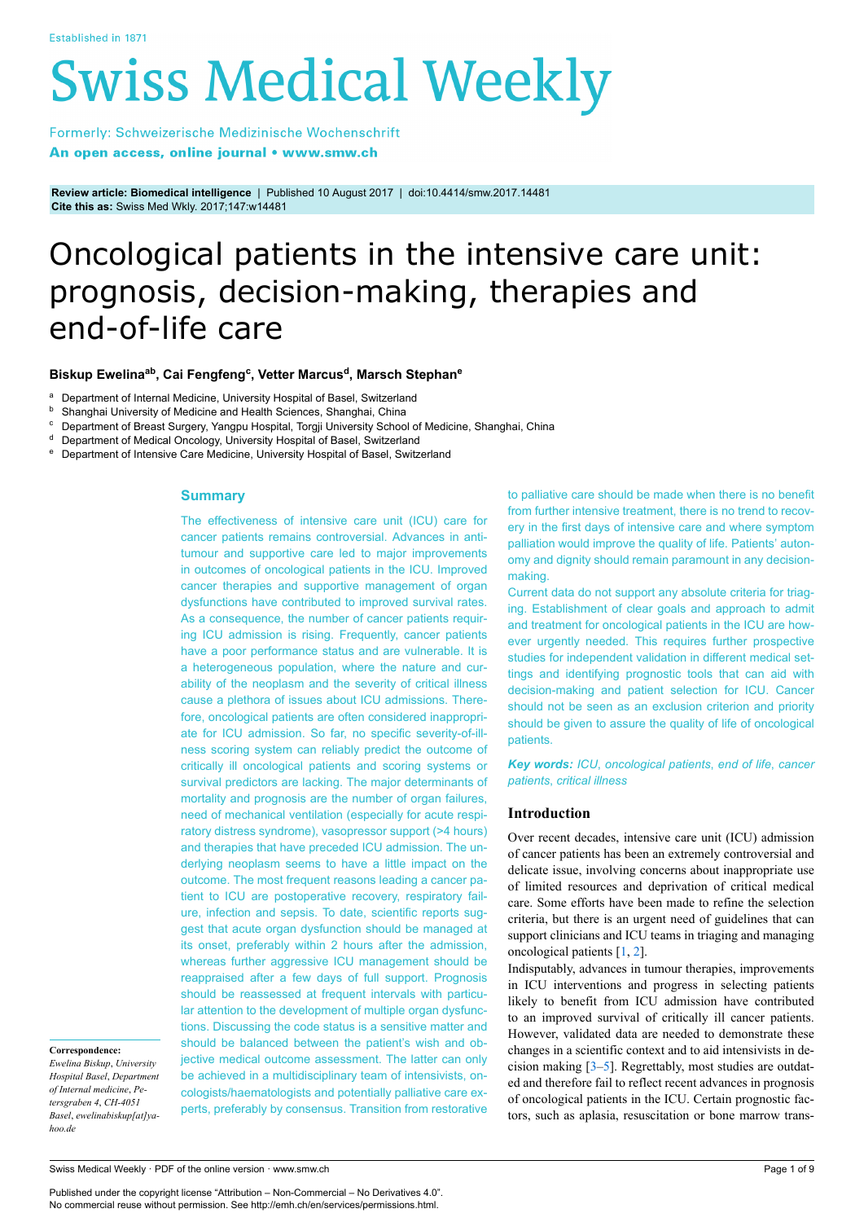Established in 1871

# Swiss Medical Weekly

Formerly: Schweizerische Medizinische Wochenschrift
**An open access, online journal • www.smw.ch**

**Review article: Biomedical intelligence** | Published 10 August 2017 | doi:10.4414/smw.2017.14481
**Cite this as:** Swiss Med Wkly. 2017;147:w14481

# Oncological patients in the intensive care unit: prognosis, decision-making, therapies and end-of-life care

**Biskup Ewelina[ab], Cai Fengfeng[c], Vetter Marcus[d], Marsch Stephan[e]**

[a] Department of Internal Medicine, University Hospital of Basel, Switzerland
[b] Shanghai University of Medicine and Health Sciences, Shanghai, China
[c] Department of Breast Surgery, Yangpu Hospital, Torgji University School of Medicine, Shanghai, China
[d] Department of Medical Oncology, University Hospital of Basel, Switzerland
[e] Department of Intensive Care Medicine, University Hospital of Basel, Switzerland

## Summary

The effectiveness of intensive care unit (ICU) care for cancer patients remains controversial. Advances in antitumour and supportive care led to major improvements in outcomes of oncological patients in the ICU. Improved cancer therapies and supportive management of organ dysfunctions have contributed to improved survival rates. As a consequence, the number of cancer patients requiring ICU admission is rising. Frequently, cancer patients have a poor performance status and are vulnerable. It is a heterogeneous population, where the nature and curability of the neoplasm and the severity of critical illness cause a plethora of issues about ICU admissions. Therefore, oncological patients are often considered inappropriate for ICU admission. So far, no specific severity-of-illness scoring system can reliably predict the outcome of critically ill oncological patients and scoring systems or survival predictors are lacking. The major determinants of mortality and prognosis are the number of organ failures, need of mechanical ventilation (especially for acute respiratory distress syndrome), vasopressor support (>4 hours) and therapies that have preceded ICU admission. The underlying neoplasm seems to have a little impact on the outcome. The most frequent reasons leading a cancer patient to ICU are postoperative recovery, respiratory failure, infection and sepsis. To date, scientific reports suggest that acute organ dysfunction should be managed at its onset, preferably within 2 hours after the admission, whereas further aggressive ICU management should be reappraised after a few days of full support. Prognosis should be reassessed at frequent intervals with particular attention to the development of multiple organ dysfunctions. Discussing the code status is a sensitive matter and should be balanced between the patient's wish and objective medical outcome assessment. The latter can only be achieved in a multidisciplinary team of intensivists, oncologists/haematologists and potentially palliative care experts, preferably by consensus. Transition from restorative to palliative care should be made when there is no benefit from further intensive treatment, there is no trend to recovery in the first days of intensive care and where symptom palliation would improve the quality of life. Patients' autonomy and dignity should remain paramount in any decision-making.

Current data do not support any absolute criteria for triaging. Establishment of clear goals and approach to admit and treatment for oncological patients in the ICU are however urgently needed. This requires further prospective studies for independent validation in different medical settings and identifying prognostic tools that can aid with decision-making and patient selection for ICU. Cancer should not be seen as an exclusion criterion and priority should be given to assure the quality of life of oncological patients.

***Key words:*** *ICU, oncological patients, end of life, cancer patients, critical illness*

**Correspondence:**
*Ewelina Biskup, University Hospital Basel, Department of Internal medicine, Petersgraben 4, CH-4051 Basel, ewelinabiskup[at]yahoo.de*

## Introduction

Over recent decades, intensive care unit (ICU) admission of cancer patients has been an extremely controversial and delicate issue, involving concerns about inappropriate use of limited resources and deprivation of critical medical care. Some efforts have been made to refine the selection criteria, but there is an urgent need of guidelines that can support clinicians and ICU teams in triaging and managing oncological patients [1, 2].

Indisputably, advances in tumour therapies, improvements in ICU interventions and progress in selecting patients likely to benefit from ICU admission have contributed to an improved survival of critically ill cancer patients. However, validated data are needed to demonstrate these changes in a scientific context and to aid intensivists in decision making [3–5]. Regrettably, most studies are outdated and therefore fail to reflect recent advances in prognosis of oncological patients in the ICU. Certain prognostic factors, such as aplasia, resuscitation or bone marrow trans-

Published under the copyright license "Attribution – Non-Commercial – No Derivatives 4.0".
No commercial reuse without permission. See http://emh.ch/en/services/permissions.html.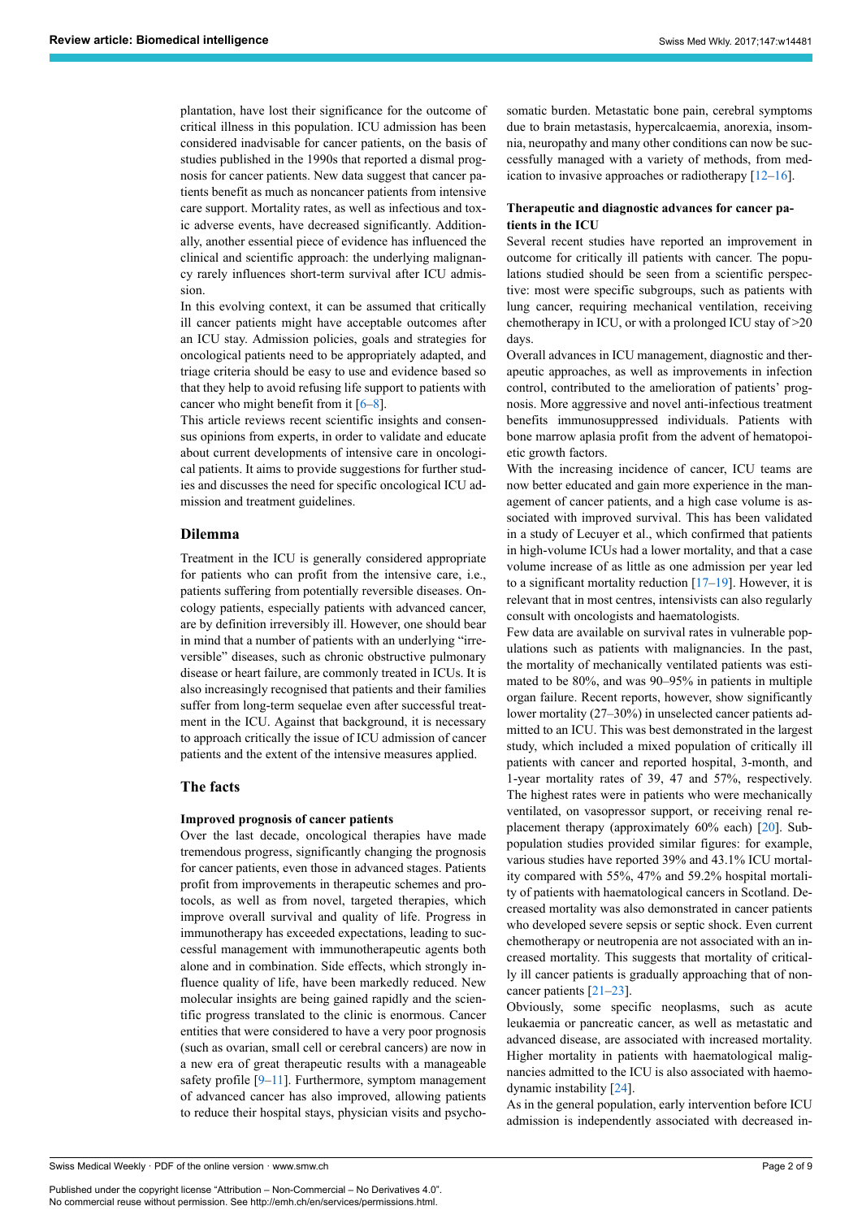plantation, have lost their significance for the outcome of critical illness in this population. ICU admission has been considered inadvisable for cancer patients, on the basis of studies published in the 1990s that reported a dismal prognosis for cancer patients. New data suggest that cancer patients benefit as much as noncancer patients from intensive care support. Mortality rates, as well as infectious and toxic adverse events, have decreased significantly. Additionally, another essential piece of evidence has influenced the clinical and scientific approach: the underlying malignancy rarely influences short-term survival after ICU admission.

In this evolving context, it can be assumed that critically ill cancer patients might have acceptable outcomes after an ICU stay. Admission policies, goals and strategies for oncological patients need to be appropriately adapted, and triage criteria should be easy to use and evidence based so that they help to avoid refusing life support to patients with cancer who might benefit from it [6–8].

This article reviews recent scientific insights and consensus opinions from experts, in order to validate and educate about current developments of intensive care in oncological patients. It aims to provide suggestions for further studies and discusses the need for specific oncological ICU admission and treatment guidelines.

## Dilemma

Treatment in the ICU is generally considered appropriate for patients who can profit from the intensive care, i.e., patients suffering from potentially reversible diseases. Oncology patients, especially patients with advanced cancer, are by definition irreversibly ill. However, one should bear in mind that a number of patients with an underlying "irreversible" diseases, such as chronic obstructive pulmonary disease or heart failure, are commonly treated in ICUs. It is also increasingly recognised that patients and their families suffer from long-term sequelae even after successful treatment in the ICU. Against that background, it is necessary to approach critically the issue of ICU admission of cancer patients and the extent of the intensive measures applied.

## The facts

### Improved prognosis of cancer patients

Over the last decade, oncological therapies have made tremendous progress, significantly changing the prognosis for cancer patients, even those in advanced stages. Patients profit from improvements in therapeutic schemes and protocols, as well as from novel, targeted therapies, which improve overall survival and quality of life. Progress in immunotherapy has exceeded expectations, leading to successful management with immunotherapeutic agents both alone and in combination. Side effects, which strongly influence quality of life, have been markedly reduced. New molecular insights are being gained rapidly and the scientific progress translated to the clinic is enormous. Cancer entities that were considered to have a very poor prognosis (such as ovarian, small cell or cerebral cancers) are now in a new era of great therapeutic results with a manageable safety profile [9–11]. Furthermore, symptom management of advanced cancer has also improved, allowing patients to reduce their hospital stays, physician visits and psychosomatic burden. Metastatic bone pain, cerebral symptoms due to brain metastasis, hypercalcaemia, anorexia, insomnia, neuropathy and many other conditions can now be successfully managed with a variety of methods, from medication to invasive approaches or radiotherapy [12–16].

### Therapeutic and diagnostic advances for cancer patients in the ICU

Several recent studies have reported an improvement in outcome for critically ill patients with cancer. The populations studied should be seen from a scientific perspective: most were specific subgroups, such as patients with lung cancer, requiring mechanical ventilation, receiving chemotherapy in ICU, or with a prolonged ICU stay of >20 days.

Overall advances in ICU management, diagnostic and therapeutic approaches, as well as improvements in infection control, contributed to the amelioration of patients' prognosis. More aggressive and novel anti-infectious treatment benefits immunosuppressed individuals. Patients with bone marrow aplasia profit from the advent of hematopoietic growth factors.

With the increasing incidence of cancer, ICU teams are now better educated and gain more experience in the management of cancer patients, and a high case volume is associated with improved survival. This has been validated in a study of Lecuyer et al., which confirmed that patients in high-volume ICUs had a lower mortality, and that a case volume increase of as little as one admission per year led to a significant mortality reduction [17–19]. However, it is relevant that in most centres, intensivists can also regularly consult with oncologists and haematologists.

Few data are available on survival rates in vulnerable populations such as patients with malignancies. In the past, the mortality of mechanically ventilated patients was estimated to be 80%, and was 90–95% in patients in multiple organ failure. Recent reports, however, show significantly lower mortality (27–30%) in unselected cancer patients admitted to an ICU. This was best demonstrated in the largest study, which included a mixed population of critically ill patients with cancer and reported hospital, 3-month, and 1-year mortality rates of 39, 47 and 57%, respectively. The highest rates were in patients who were mechanically ventilated, on vasopressor support, or receiving renal replacement therapy (approximately 60% each) [20]. Subpopulation studies provided similar figures: for example, various studies have reported 39% and 43.1% ICU mortality compared with 55%, 47% and 59.2% hospital mortality of patients with haematological cancers in Scotland. Decreased mortality was also demonstrated in cancer patients who developed severe sepsis or septic shock. Even current chemotherapy or neutropenia are not associated with an increased mortality. This suggests that mortality of critically ill cancer patients is gradually approaching that of noncancer patients [21–23].

Obviously, some specific neoplasms, such as acute leukaemia or pancreatic cancer, as well as metastatic and advanced disease, are associated with increased mortality. Higher mortality in patients with haematological malignancies admitted to the ICU is also associated with haemodynamic instability [24].

As in the general population, early intervention before ICU admission is independently associated with decreased in-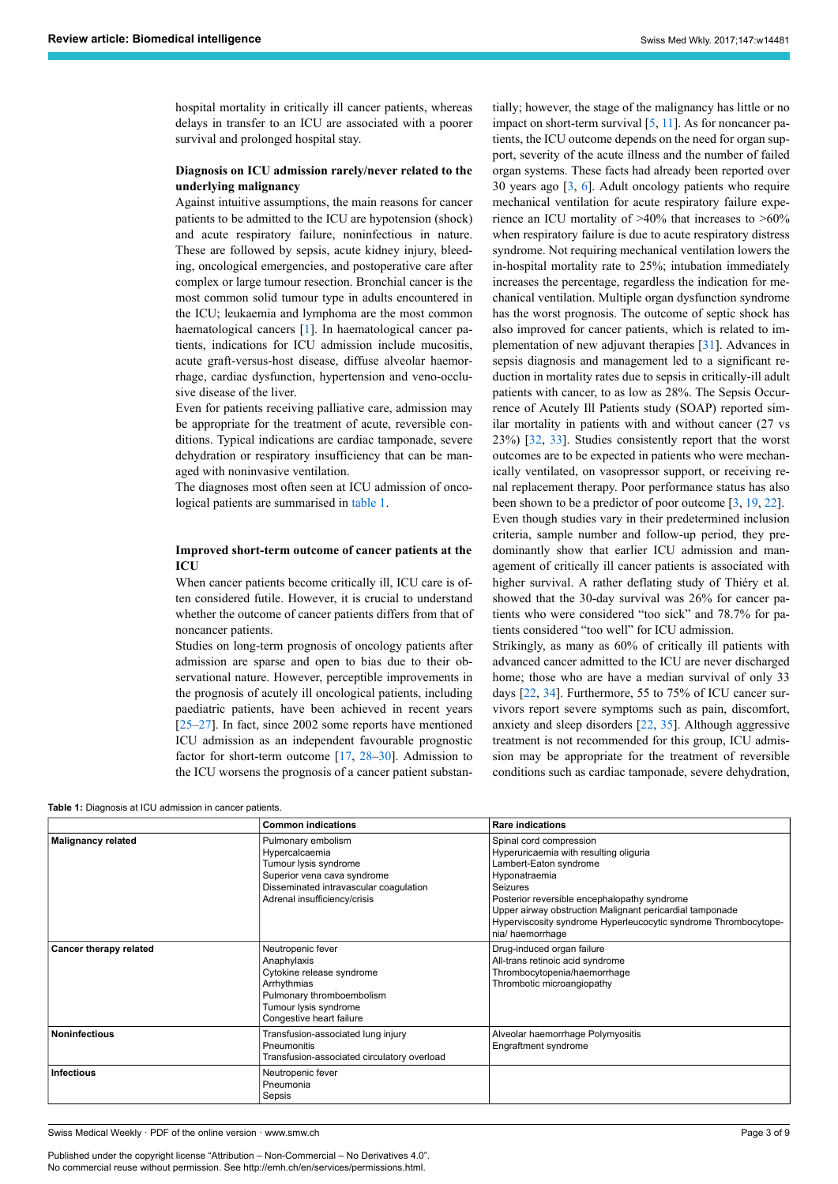hospital mortality in critically ill cancer patients, whereas delays in transfer to an ICU are associated with a poorer survival and prolonged hospital stay.

### Diagnosis on ICU admission rarely/never related to the underlying malignancy

Against intuitive assumptions, the main reasons for cancer patients to be admitted to the ICU are hypotension (shock) and acute respiratory failure, noninfectious in nature. These are followed by sepsis, acute kidney injury, bleeding, oncological emergencies, and postoperative care after complex or large tumour resection. Bronchial cancer is the most common solid tumour type in adults encountered in the ICU; leukaemia and lymphoma are the most common haematological cancers [1]. In haematological cancer patients, indications for ICU admission include mucositis, acute graft-versus-host disease, diffuse alveolar haemorrhage, cardiac dysfunction, hypertension and veno-occlusive disease of the liver.

Even for patients receiving palliative care, admission may be appropriate for the treatment of acute, reversible conditions. Typical indications are cardiac tamponade, severe dehydration or respiratory insufficiency that can be managed with noninvasive ventilation.

The diagnoses most often seen at ICU admission of oncological patients are summarised in table 1.

### Improved short-term outcome of cancer patients at the ICU

When cancer patients become critically ill, ICU care is often considered futile. However, it is crucial to understand whether the outcome of cancer patients differs from that of noncancer patients.

Studies on long-term prognosis of oncology patients after admission are sparse and open to bias due to their observational nature. However, perceptible improvements in the prognosis of acutely ill oncological patients, including paediatric patients, have been achieved in recent years [25–27]. In fact, since 2002 some reports have mentioned ICU admission as an independent favourable prognostic factor for short-term outcome [17, 28–30]. Admission to the ICU worsens the prognosis of a cancer patient substantially; however, the stage of the malignancy has little or no impact on short-term survival [5, 11]. As for noncancer patients, the ICU outcome depends on the need for organ support, severity of the acute illness and the number of failed organ systems. These facts had already been reported over 30 years ago [3, 6]. Adult oncology patients who require mechanical ventilation for acute respiratory failure experience an ICU mortality of >40% that increases to >60% when respiratory failure is due to acute respiratory distress syndrome. Not requiring mechanical ventilation lowers the in-hospital mortality rate to 25%; intubation immediately increases the percentage, regardless the indication for mechanical ventilation. Multiple organ dysfunction syndrome has the worst prognosis. The outcome of septic shock has also improved for cancer patients, which is related to implementation of new adjuvant therapies [31]. Advances in sepsis diagnosis and management led to a significant reduction in mortality rates due to sepsis in critically-ill adult patients with cancer, to as low as 28%. The Sepsis Occurrence of Acutely Ill Patients study (SOAP) reported similar mortality in patients with and without cancer (27 vs 23%) [32, 33]. Studies consistently report that the worst outcomes are to be expected in patients who were mechanically ventilated, on vasopressor support, or receiving renal replacement therapy. Poor performance status has also been shown to be a predictor of poor outcome [3, 19, 22].

Even though studies vary in their predetermined inclusion criteria, sample number and follow-up period, they predominantly show that earlier ICU admission and management of critically ill cancer patients is associated with higher survival. A rather deflating study of Thiéry et al. showed that the 30-day survival was 26% for cancer patients who were considered "too sick" and 78.7% for patients considered "too well" for ICU admission.

Strikingly, as many as 60% of critically ill patients with advanced cancer admitted to the ICU are never discharged home; those who are have a median survival of only 33 days [22, 34]. Furthermore, 55 to 75% of ICU cancer survivors report severe symptoms such as pain, discomfort, anxiety and sleep disorders [22, 35]. Although aggressive treatment is not recommended for this group, ICU admission may be appropriate for the treatment of reversible conditions such as cardiac tamponade, severe dehydration,

**Table 1:** Diagnosis at ICU admission in cancer patients.

| | Common indications | Rare indications |
|---|---|---|
| **Malignancy related** | Pulmonary embolism<br>Hypercalcaemia<br>Tumour lysis syndrome<br>Superior vena cava syndrome<br>Disseminated intravascular coagulation<br>Adrenal insufficiency/crisis | Spinal cord compression<br>Hyperuricaemia with resulting oliguria<br>Lambert-Eaton syndrome<br>Hyponatraemia<br>Seizures<br>Posterior reversible encephalopathy syndrome<br>Upper airway obstruction Malignant pericardial tamponade<br>Hyperviscosity syndrome Hyperleucocytic syndrome Thrombocytopenia/ haemorrhage |
| **Cancer therapy related** | Neutropenic fever<br>Anaphylaxis<br>Cytokine release syndrome<br>Arrhythmias<br>Pulmonary thromboembolism<br>Tumour lysis syndrome<br>Congestive heart failure | Drug-induced organ failure<br>All-trans retinoic acid syndrome<br>Thrombocytopenia/haemorrhage<br>Thrombotic microangiopathy |
| **Noninfectious** | Transfusion-associated lung injury<br>Pneumonitis<br>Transfusion-associated circulatory overload | Alveolar haemorrhage Polymyositis<br>Engraftment syndrome |
| **Infectious** | Neutropenic fever<br>Pneumonia<br>Sepsis | |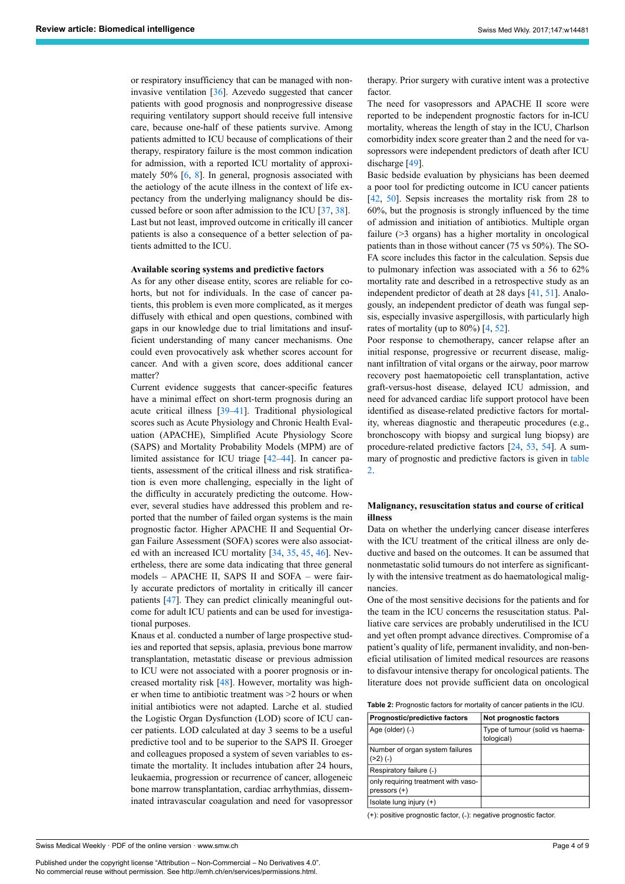or respiratory insufficiency that can be managed with noninvasive ventilation [36]. Azevedo suggested that cancer patients with good prognosis and nonprogressive disease requiring ventilatory support should receive full intensive care, because one-half of these patients survive. Among patients admitted to ICU because of complications of their therapy, respiratory failure is the most common indication for admission, with a reported ICU mortality of approximately 50% [6, 8]. In general, prognosis associated with the aetiology of the acute illness in the context of life expectancy from the underlying malignancy should be discussed before or soon after admission to the ICU [37, 38]. Last but not least, improved outcome in critically ill cancer patients is also a consequence of a better selection of patients admitted to the ICU.

**Available scoring systems and predictive factors**

As for any other disease entity, scores are reliable for cohorts, but not for individuals. In the case of cancer patients, this problem is even more complicated, as it merges diffusely with ethical and open questions, combined with gaps in our knowledge due to trial limitations and insufficient understanding of many cancer mechanisms. One could even provocatively ask whether scores account for cancer. And with a given score, does additional cancer matter?

Current evidence suggests that cancer-specific features have a minimal effect on short-term prognosis during an acute critical illness [39–41]. Traditional physiological scores such as Acute Physiology and Chronic Health Evaluation (APACHE), Simplified Acute Physiology Score (SAPS) and Mortality Probability Models (MPM) are of limited assistance for ICU triage [42–44]. In cancer patients, assessment of the critical illness and risk stratification is even more challenging, especially in the light of the difficulty in accurately predicting the outcome. However, several studies have addressed this problem and reported that the number of failed organ systems is the main prognostic factor. Higher APACHE II and Sequential Organ Failure Assessment (SOFA) scores were also associated with an increased ICU mortality [34, 35, 45, 46]. Nevertheless, there are some data indicating that three general models – APACHE II, SAPS II and SOFA – were fairly accurate predictors of mortality in critically ill cancer patients [47]. They can predict clinically meaningful outcome for adult ICU patients and can be used for investigational purposes.

Knaus et al. conducted a number of large prospective studies and reported that sepsis, aplasia, previous bone marrow transplantation, metastatic disease or previous admission to ICU were not associated with a poorer prognosis or increased mortality risk [48]. However, mortality was higher when time to antibiotic treatment was >2 hours or when initial antibiotics were not adapted. Larche et al. studied the Logistic Organ Dysfunction (LOD) score of ICU cancer patients. LOD calculated at day 3 seems to be a useful predictive tool and to be superior to the SAPS II. Groeger and colleagues proposed a system of seven variables to estimate the mortality. It includes intubation after 24 hours, leukaemia, progression or recurrence of cancer, allogeneic bone marrow transplantation, cardiac arrhythmias, disseminated intravascular coagulation and need for vasopressor therapy. Prior surgery with curative intent was a protective factor.

The need for vasopressors and APACHE II score were reported to be independent prognostic factors for in-ICU mortality, whereas the length of stay in the ICU, Charlson comorbidity index score greater than 2 and the need for vasopressors were independent predictors of death after ICU discharge [49].

Basic bedside evaluation by physicians has been deemed a poor tool for predicting outcome in ICU cancer patients [42, 50]. Sepsis increases the mortality risk from 28 to 60%, but the prognosis is strongly influenced by the time of admission and initiation of antibiotics. Multiple organ failure (>3 organs) has a higher mortality in oncological patients than in those without cancer (75 vs 50%). The SOFA score includes this factor in the calculation. Sepsis due to pulmonary infection was associated with a 56 to 62% mortality rate and described in a retrospective study as an independent predictor of death at 28 days [41, 51]. Analogously, an independent predictor of death was fungal sepsis, especially invasive aspergillosis, with particularly high rates of mortality (up to 80%) [4, 52].

Poor response to chemotherapy, cancer relapse after an initial response, progressive or recurrent disease, malignant infiltration of vital organs or the airway, poor marrow recovery post haematopoietic cell transplantation, active graft-versus-host disease, delayed ICU admission, and need for advanced cardiac life support protocol have been identified as disease-related predictive factors for mortality, whereas diagnostic and therapeutic procedures (e.g., bronchoscopy with biopsy and surgical lung biopsy) are procedure-related predictive factors [24, 53, 54]. A summary of prognostic and predictive factors is given in table 2.

**Malignancy, resuscitation status and course of critical illness**

Data on whether the underlying cancer disease interferes with the ICU treatment of the critical illness are only deductive and based on the outcomes. It can be assumed that nonmetastatic solid tumours do not interfere as significantly with the intensive treatment as do haematological malignancies.

One of the most sensitive decisions for the patients and for the team in the ICU concerns the resuscitation status. Palliative care services are probably underutilised in the ICU and yet often prompt advance directives. Compromise of a patient's quality of life, permanent invalidity, and non-beneficial utilisation of limited medical resources are reasons to disfavour intensive therapy for oncological patients. The literature does not provide sufficient data on oncological

**Table 2:** Prognostic factors for mortality of cancer patients in the ICU.

| Prognostic/predictive factors | Not prognostic factors |
|---|---|
| Age (older) (-) | Type of tumour (solid vs haematological) |
| Number of organ system failures (>2) (-) | |
| Respiratory failure (-) | |
| only requiring treatment with vasopressors (+) | |
| Isolate lung injury (+) | |

(+): positive prognostic factor, (-): negative prognostic factor.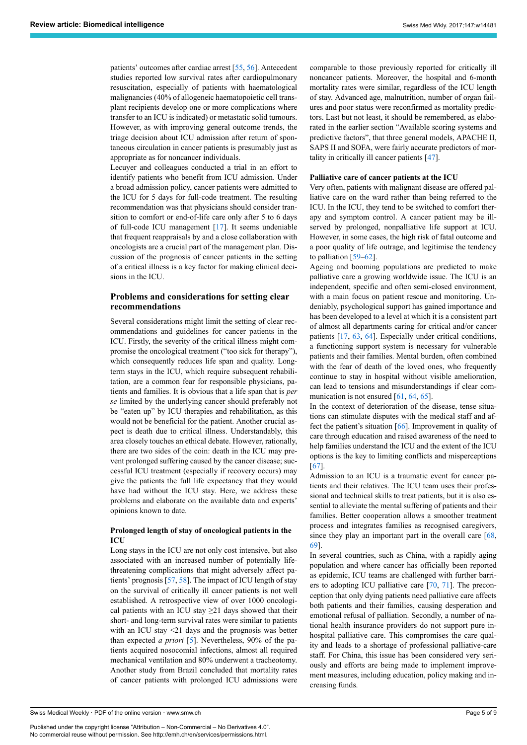patients' outcomes after cardiac arrest [55, 56]. Antecedent studies reported low survival rates after cardiopulmonary resuscitation, especially of patients with haematological malignancies (40% of allogeneic haematopoietic cell transplant recipients develop one or more complications where transfer to an ICU is indicated) or metastatic solid tumours. However, as with improving general outcome trends, the triage decision about ICU admission after return of spontaneous circulation in cancer patients is presumably just as appropriate as for noncancer individuals.

Lecuyer and colleagues conducted a trial in an effort to identify patients who benefit from ICU admission. Under a broad admission policy, cancer patients were admitted to the ICU for 5 days for full-code treatment. The resulting recommendation was that physicians should consider transition to comfort or end-of-life care only after 5 to 6 days of full-code ICU management [17]. It seems undeniable that frequent reappraisals by and a close collaboration with oncologists are a crucial part of the management plan. Discussion of the prognosis of cancer patients in the setting of a critical illness is a key factor for making clinical decisions in the ICU.

## Problems and considerations for setting clear recommendations

Several considerations might limit the setting of clear recommendations and guidelines for cancer patients in the ICU. Firstly, the severity of the critical illness might compromise the oncological treatment ("too sick for therapy"), which consequently reduces life span and quality. Long-term stays in the ICU, which require subsequent rehabilitation, are a common fear for responsible physicians, patients and families. It is obvious that a life span that is *per se* limited by the underlying cancer should preferably not be "eaten up" by ICU therapies and rehabilitation, as this would not be beneficial for the patient. Another crucial aspect is death due to critical illness. Understandably, this area closely touches an ethical debate. However, rationally, there are two sides of the coin: death in the ICU may prevent prolonged suffering caused by the cancer disease; successful ICU treatment (especially if recovery occurs) may give the patients the full life expectancy that they would have had without the ICU stay. Here, we address these problems and elaborate on the available data and experts' opinions known to date.

### Prolonged length of stay of oncological patients in the ICU

Long stays in the ICU are not only cost intensive, but also associated with an increased number of potentially life-threatening complications that might adversely affect patients' prognosis [57, 58]. The impact of ICU length of stay on the survival of critically ill cancer patients is not well established. A retrospective view of over 1000 oncological patients with an ICU stay ≥21 days showed that their short- and long-term survival rates were similar to patients with an ICU stay <21 days and the prognosis was better than expected *a priori* [5]. Nevertheless, 90% of the patients acquired nosocomial infections, almost all required mechanical ventilation and 80% underwent a tracheotomy. Another study from Brazil concluded that mortality rates of cancer patients with prolonged ICU admissions were comparable to those previously reported for critically ill noncancer patients. Moreover, the hospital and 6-month mortality rates were similar, regardless of the ICU length of stay. Advanced age, malnutrition, number of organ failures and poor status were reconfirmed as mortality predictors. Last but not least, it should be remembered, as elaborated in the earlier section "Available scoring systems and predictive factors", that three general models, APACHE II, SAPS II and SOFA, were fairly accurate predictors of mortality in critically ill cancer patients [47].

### Palliative care of cancer patients at the ICU

Very often, patients with malignant disease are offered palliative care on the ward rather than being referred to the ICU. In the ICU, they tend to be switched to comfort therapy and symptom control. A cancer patient may be ill-served by prolonged, nonpalliative life support at ICU. However, in some cases, the high risk of fatal outcome and a poor quality of life outrage, and legitimise the tendency to palliation [59–62].

Ageing and booming populations are predicted to make palliative care a growing worldwide issue. The ICU is an independent, specific and often semi-closed environment, with a main focus on patient rescue and monitoring. Undeniably, psychological support has gained importance and has been developed to a level at which it is a consistent part of almost all departments caring for critical and/or cancer patients [17, 63, 64]. Especially under critical conditions, a functioning support system is necessary for vulnerable patients and their families. Mental burden, often combined with the fear of death of the loved ones, who frequently continue to stay in hospital without visible amelioration, can lead to tensions and misunderstandings if clear communication is not ensured [61, 64, 65].

In the context of deterioration of the disease, tense situations can stimulate disputes with the medical staff and affect the patient's situation [66]. Improvement in quality of care through education and raised awareness of the need to help families understand the ICU and the extent of the ICU options is the key to limiting conflicts and misperceptions [67].

Admission to an ICU is a traumatic event for cancer patients and their relatives. The ICU team uses their professional and technical skills to treat patients, but it is also essential to alleviate the mental suffering of patients and their families. Better cooperation allows a smoother treatment process and integrates families as recognised caregivers, since they play an important part in the overall care [68, 69].

In several countries, such as China, with a rapidly aging population and where cancer has officially been reported as epidemic, ICU teams are challenged with further barriers to adopting ICU palliative care [70, 71]. The preconception that only dying patients need palliative care affects both patients and their families, causing desperation and emotional refusal of palliation. Secondly, a number of national health insurance providers do not support pure in-hospital palliative care. This compromises the care quality and leads to a shortage of professional palliative-care staff. For China, this issue has been considered very seriously and efforts are being made to implement improvement measures, including education, policy making and increasing funds.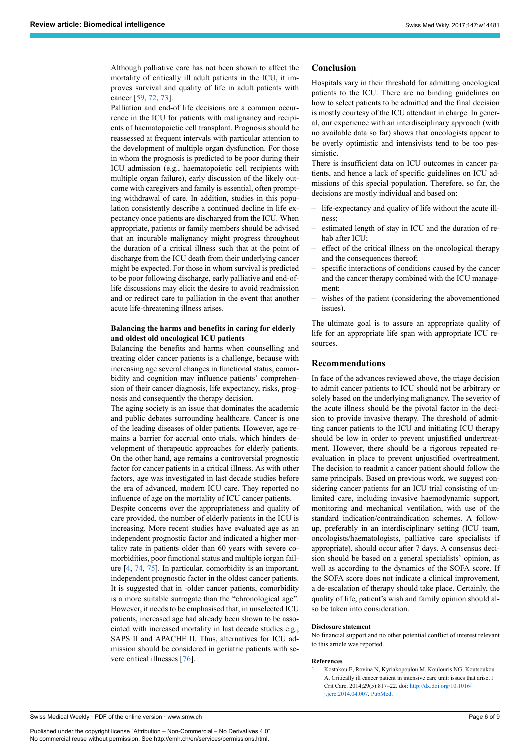Although palliative care has not been shown to affect the mortality of critically ill adult patients in the ICU, it improves survival and quality of life in adult patients with cancer [59, 72, 73].

Palliation and end-of life decisions are a common occurrence in the ICU for patients with malignancy and recipients of haematopoietic cell transplant. Prognosis should be reassessed at frequent intervals with particular attention to the development of multiple organ dysfunction. For those in whom the prognosis is predicted to be poor during their ICU admission (e.g., haematopoietic cell recipients with multiple organ failure), early discussion of the likely outcome with caregivers and family is essential, often prompting withdrawal of care. In addition, studies in this population consistently describe a continued decline in life expectancy once patients are discharged from the ICU. When appropriate, patients or family members should be advised that an incurable malignancy might progress throughout the duration of a critical illness such that at the point of discharge from the ICU death from their underlying cancer might be expected. For those in whom survival is predicted to be poor following discharge, early palliative and end-of-life discussions may elicit the desire to avoid readmission and or redirect care to palliation in the event that another acute life-threatening illness arises.

### Balancing the harms and benefits in caring for elderly and oldest old oncological ICU patients

Balancing the benefits and harms when counselling and treating older cancer patients is a challenge, because with increasing age several changes in functional status, comorbidity and cognition may influence patients' comprehension of their cancer diagnosis, life expectancy, risks, prognosis and consequently the therapy decision.

The aging society is an issue that dominates the academic and public debates surrounding healthcare. Cancer is one of the leading diseases of older patients. However, age remains a barrier for accrual onto trials, which hinders development of therapeutic approaches for elderly patients. On the other hand, age remains a controversial prognostic factor for cancer patients in a critical illness. As with other factors, age was investigated in last decade studies before the era of advanced, modern ICU care. They reported no influence of age on the mortality of ICU cancer patients.

Despite concerns over the appropriateness and quality of care provided, the number of elderly patients in the ICU is increasing. More recent studies have evaluated age as an independent prognostic factor and indicated a higher mortality rate in patients older than 60 years with severe comorbidities, poor functional status and multiple iorgan failure [4, 74, 75]. In particular, comorbidity is an important, independent prognostic factor in the oldest cancer patients. It is suggested that in -older cancer patients, comorbidity is a more suitable surrogate than the "chronological age". However, it needs to be emphasised that, in unselected ICU patients, increased age had already been shown to be associated with increased mortality in last decade studies e.g., SAPS II and APACHE II. Thus, alternatives for ICU admission should be considered in geriatric patients with severe critical illnesses [76].

## Conclusion

Hospitals vary in their threshold for admitting oncological patients to the ICU. There are no binding guidelines on how to select patients to be admitted and the final decision is mostly courtesy of the ICU attendant in charge. In general, our experience with an interdisciplinary approach (with no available data so far) shows that oncologists appear to be overly optimistic and intensivists tend to be too pessimistic.

There is insufficient data on ICU outcomes in cancer patients, and hence a lack of specific guidelines on ICU admissions of this special population. Therefore, so far, the decisions are mostly individual and based on:

- life-expectancy and quality of life without the acute illness;
- estimated length of stay in ICU and the duration of rehab after ICU;
- effect of the critical illness on the oncological therapy and the consequences thereof;
- specific interactions of conditions caused by the cancer and the cancer therapy combined with the ICU management;
- wishes of the patient (considering the abovementioned issues).

The ultimate goal is to assure an appropriate quality of life for an appropriate life span with appropriate ICU resources.

## Recommendations

In face of the advances reviewed above, the triage decision to admit cancer patients to ICU should not be arbitrary or solely based on the underlying malignancy. The severity of the acute illness should be the pivotal factor in the decision to provide invasive therapy. The threshold of admitting cancer patients to the ICU and initiating ICU therapy should be low in order to prevent unjustified undertreatment. However, there should be a rigorous repeated reevaluation in place to prevent unjustified overtreatment. The decision to readmit a cancer patient should follow the same principals. Based on previous work, we suggest considering cancer patients for an ICU trial consisting of unlimited care, including invasive haemodynamic support, monitoring and mechanical ventilation, with use of the standard indication/contraindication schemes. A follow-up, preferably in an interdisciplinary setting (ICU team, oncologists/haematologists, palliative care specialists if appropriate), should occur after 7 days. A consensus decision should be based on a general specialists' opinion, as well as according to the dynamics of the SOFA score. If the SOFA score does not indicate a clinical improvement, a de-escalation of therapy should take place. Certainly, the quality of life, patient's wish and family opinion should also be taken into consideration.

#### Disclosure statement

No financial support and no other potential conflict of interest relevant to this article was reported.

#### References

1. Kostakou E, Rovina N, Kyriakopoulou M, Koulouris NG, Koutsoukou A. Critically ill cancer patient in intensive care unit: issues that arise. J Crit Care. 2014;29(5):817–22. doi: http://dx.doi.org/10.1016/j.jcrc.2014.04.007. PubMed.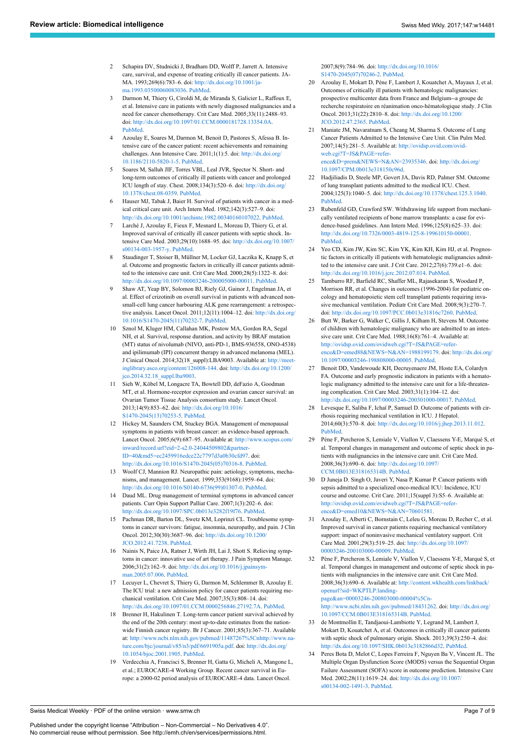2. Schapira DV, Studnicki J, Bradham DD, Wolff P, Jarrett A. Intensive care, survival, and expense of treating critically ill cancer patients. JAMA. 1993;269(6):783–6. doi: http://dx.doi.org/10.1001/jama.1993.03500060083036. PubMed.
3. Darmon M, Thiery G, Ciroldi M, de Miranda S, Galicier L, Raffoux E, et al. Intensive care in patients with newly diagnosed malignancies and a need for cancer chemotherapy. Crit Care Med. 2005;33(11):2488–93. doi: http://dx.doi.org/10.1097/01.CCM.0000181728.13354.0A. PubMed.
4. Azoulay E, Soares M, Darmon M, Benoit D, Pastores S, Afessa B. Intensive care of the cancer patient: recent achievements and remaining challenges. Ann Intensive Care. 2011;1(1):5. doi: http://dx.doi.org/10.1186/2110-5820-1-5. PubMed.
5. Soares M, Salluh JIF, Torres VBL, Leal JVR, Spector N. Short- and long-term outcomes of critically ill patients with cancer and prolonged ICU length of stay. Chest. 2008;134(3):520–6. doi: http://dx.doi.org/10.1378/chest.08-0359. PubMed.
6. Hauser MJ, Tabak J, Baier H. Survival of patients with cancer in a medical critical care unit. Arch Intern Med. 1982;142(3):527–9. doi: http://dx.doi.org/10.1001/archinte.1982.00340160107022. PubMed.
7. Larché J, Azoulay E, Fieux F, Mesnard L, Moreau D, Thiery G, et al. Improved survival of critically ill cancer patients with septic shock. Intensive Care Med. 2003;29(10):1688–95. doi: http://dx.doi.org/10.1007/s00134-003-1957-y. PubMed.
8. Staudinger T, Stoiser B, Müllner M, Locker GJ, Laczika K, Knapp S, et al. Outcome and prognostic factors in critically ill cancer patients admitted to the intensive care unit. Crit Care Med. 2000;28(5):1322–8. doi: http://dx.doi.org/10.1097/00003246-200005000-00011. PubMed.
9. Shaw AT, Yeap BY, Solomon BJ, Riely GJ, Gainor J, Engelman JA, et al. Effect of crizotinib on overall survival in patients with advanced non-small-cell lung cancer harbouring ALK gene rearrangement: a retrospective analysis. Lancet Oncol. 2011;12(11):1004–12. doi: http://dx.doi.org/10.1016/S1470-2045(11)70232-7. PubMed.
10. Sznol M, Kluger HM, Callahan MK, Postow MA, Gordon RA, Segal NH, et al. Survival, response duration, and activity by BRAF mutation (MT) status of nivolumab (NIVO, anti-PD-1, BMS-936558, ONO-4538) and ipilimumab (IPI) concurrent therapy in advanced melanoma (MEL). J Cinical Oncol. 2014;32(18_suppl):LBA9003. Available at: http://meetinglibrary.asco.org/content/126008-144. doi: http://dx.doi.org/10.1200/jco.2014.32.18_suppl.lba9003.
11. Sieh W, Köbel M, Longacre TA, Bowtell DD, deFazio A, Goodman MT, et al. Hormone-receptor expression and ovarian cancer survival: an Ovarian Tumor Tissue Analysis consortium study. Lancet Oncol. 2013;14(9):853–62. doi: http://dx.doi.org/10.1016/S1470-2045(13)70253-5. PubMed.
12. Hickey M, Saunders CM, Stuckey BGA. Management of menopausal symptoms in patients with breast cancer: an evidence-based approach. Lancet Oncol. 2005;6(9):687–95. Available at: http://www.scopus.com/inward/record.url?eid=2-s2.0-24044509802&partner-ID=40&md5=ec2459916edce22c7797d3a0b30cfd97. doi: http://dx.doi.org/10.1016/S1470-2045(05)70316-8. PubMed.
13. Woolf CJ, Mannion RJ. Neuropathic pain: aetiology, symptoms, mechanisms, and management. Lancet. 1999;353(9168):1959–64. doi: http://dx.doi.org/10.1016/S0140-6736(99)01307-0. PubMed.
14. Daud ML. Drug management of terminal symptoms in advanced cancer patients. Curr Opin Support Palliat Care. 2007;1(3):202–6. doi: http://dx.doi.org/10.1097/SPC.0b013e3282f19f76. PubMed.
15. Pachman DR, Barton DL, Swetz KM, Loprinzi CL. Troublesome symptoms in cancer survivors: fatigue, insomnia, neuropathy, and pain. J Clin Oncol. 2012;30(30):3687–96. doi: http://dx.doi.org/10.1200/JCO.2012.41.7238. PubMed.
16. Nainis N, Paice JA, Ratner J, Wirth JH, Lai J, Shott S. Relieving symptoms in cancer: innovative use of art therapy. J Pain Symptom Manage. 2006;31(2):162–9. doi: http://dx.doi.org/10.1016/j.jpainsymman.2005.07.006. PubMed.
17. Lecuyer L, Chevret S, Thiery G, Darmon M, Schlemmer B, Azoulay E. The ICU trial: a new admission policy for cancer patients requiring mechanical ventilation. Crit Care Med. 2007;35(3):808–14. doi: http://dx.doi.org/10.1097/01.CCM.0000256846.27192.7A. PubMed.
18. Brenner H, Hakulinen T. Long-term cancer patient survival achieved by the end of the 20th century: most up-to-date estimates from the nationwide Finnish cancer registry. Br J Cancer. 2001;85(3):367–71. Available at: http://www.ncbi.nlm.nih.gov/pubmed/11487267%5Cnhttp://www.nature.com/bjc/journal/v85/n3/pdf/6691905a.pdf. doi: http://dx.doi.org/10.1054/bjoc.2001.1905. PubMed.
19. Verdecchia A, Francisci S, Brenner H, Gatta G, Micheli A, Mangone L, et al.; EUROCARE-4 Working Group. Recent cancer survival in Europe: a 2000-02 period analysis of EUROCARE-4 data. Lancet Oncol. 2007;8(9):784–96. doi: http://dx.doi.org/10.1016/S1470-2045(07)70246-2. PubMed.
20. Azoulay E, Mokart D, Pène F, Lambert J, Kouatchet A, Mayaux J, et al. Outcomes of critically ill patients with hematologic malignancies: prospective multicenter data from France and Belgium--a groupe de recherche respiratoire en réanimation onco-hématologique study. J Clin Oncol. 2013;31(22):2810–8. doi: http://dx.doi.org/10.1200/JCO.2012.47.2365. PubMed.
21. Maniate JM, Navaratnam S, Cheang M, Sharma S. Outcome of Lung Cancer Patients Admitted to the Intensive Care Unit. Clin Pulm Med. 2007;14(5):281–5. Available at: http://ovidsp.ovid.com/ovidweb.cgi?T=JS&PAGE=reference&D=prem&NEWS=N&AN=23935346. doi: http://dx.doi.org/10.1097/CPM.0b013e318150c96d.
22. Hadjiliadis D, Steele MP, Govert JA, Davis RD, Palmer SM. Outcome of lung transplant patients admitted to the medical ICU. Chest. 2004;125(3):1040–5. doi: http://dx.doi.org/10.1378/chest.125.3.1040. PubMed.
23. Rubenfeld GD, Crawford SW. Withdrawing life support from mechanically ventilated recipients of bone marrow transplants: a case for evidence-based guidelines. Ann Intern Med. 1996;125(8):625–33. doi: http://dx.doi.org/10.7326/0003-4819-125-8-199610150-00001. PubMed.
24. Yeo CD, Kim JW, Kim SC, Kim YK, Kim KH, Kim HJ, et al. Prognostic factors in critically ill patients with hematologic malignancies admitted to the intensive care unit. J Crit Care. 2012;27(6):739.e1–6. doi: http://dx.doi.org/10.1016/j.jcrc.2012.07.014. PubMed.
25. Tamburro RF, Barfield RC, Shaffer ML, Rajasekaran S, Woodard P, Morrison RR, et al. Changes in outcomes (1996-2004) for pediatric oncology and hematopoietic stem cell transplant patients requiring invasive mechanical ventilation. Pediatr Crit Care Med. 2008;9(3):270–7. doi: http://dx.doi.org/10.1097/PCC.0b013e31816c7260. PubMed.
26. Butt W, Barker G, Walker C, Gillis J, Kilham H, Stevens M. Outcome of children with hematologic malignancy who are admitted to an intensive care unit. Crit Care Med. 1988;16(8):761–4. Available at: http://ovidsp.ovid.com/ovidweb.cgi?T=JS&PAGE=reference&D=emed88&NEWS=N&AN=1988199179. doi: http://dx.doi.org/10.1097/00003246-198808000-00005. PubMed.
27. Benoit DD, Vandewoude KH, Decruyenaere JM, Hoste EA, Colardyn FA. Outcome and early prognostic indicators in patients with a hematologic malignancy admitted to the intensive care unit for a life-threatening complication. Crit Care Med. 2003;31(1):104–12. doi: http://dx.doi.org/10.1097/00003246-200301000-00017. PubMed.
28. Levesque E, Saliba F, Ichaï P, Samuel D. Outcome of patients with cirrhosis requiring mechanical ventilation in ICU. J Hepatol. 2014;60(3):570–8. doi: http://dx.doi.org/10.1016/j.jhep.2013.11.012. PubMed.
29. Pène F, Percheron S, Lemiale V, Viallon V, Claessens Y-E, Marqué S, et al. Temporal changes in management and outcome of septic shock in patients with malignancies in the intensive care unit. Crit Care Med. 2008;36(3):690–6. doi: http://dx.doi.org/10.1097/CCM.0B013E318165314B. PubMed.
30. D Juneja D. Singh O, Javeri Y, Nasa P, Kumar P. Cancer patients with sepsis admitted to a specialized onco-medical ICU: Incidence, ICU course and outcome. Crit Care. 2011;15(suppl 3):S5–6. Available at: http://ovidsp.ovid.com/ovidweb.cgi?T=JS&PAGE=reference&D=emed10&NEWS=N&AN=70601581.
31. Azoulay E, Alberti C, Bornstain C, Leleu G, Moreau D, Recher C, et al. Improved survival in cancer patients requiring mechanical ventilatory support: impact of noninvasive mechanical ventilatory support. Crit Care Med. 2001;29(3):519–25. doi: http://dx.doi.org/10.1097/00003246-200103000-00009. PubMed.
32. Pène F, Percheron S, Lemiale V, Viallon V, Claessens Y-E, Marqué S, et al. Temporal changes in management and outcome of septic shock in patients with malignancies in the intensive care unit. Crit Care Med. 2008;36(3):690–6. Available at: http://content.wkhealth.com/linkback/openurl?sid=WKPTLP:landingpage&an=00003246-200803000-00004%5Cnhttp://www.ncbi.nlm.nih.gov/pubmed/18431262. doi: http://dx.doi.org/10.1097/CCM.0B013E318165314B. PubMed.
33. de Montmollin E, Tandjaoui-Lambiotte Y, Legrand M, Lambert J, Mokart D, Kouatchet A, et al. Outcomes in critically ill cancer patients with septic shock of pulmonary origin. Shock. 2013;39(3):250–4. doi: http://dx.doi.org/10.1097/SHK.0b013e3182866d32. PubMed.
34. Peres Bota D, Melot C, Lopes Ferreira F, Nguyen Ba V, Vincent JL. The Multiple Organ Dysfunction Score (MODS) versus the Sequential Organ Failure Assessment (SOFA) score in outcome prediction. Intensive Care Med. 2002;28(11):1619–24. doi: http://dx.doi.org/10.1007/s00134-002-1491-3. PubMed.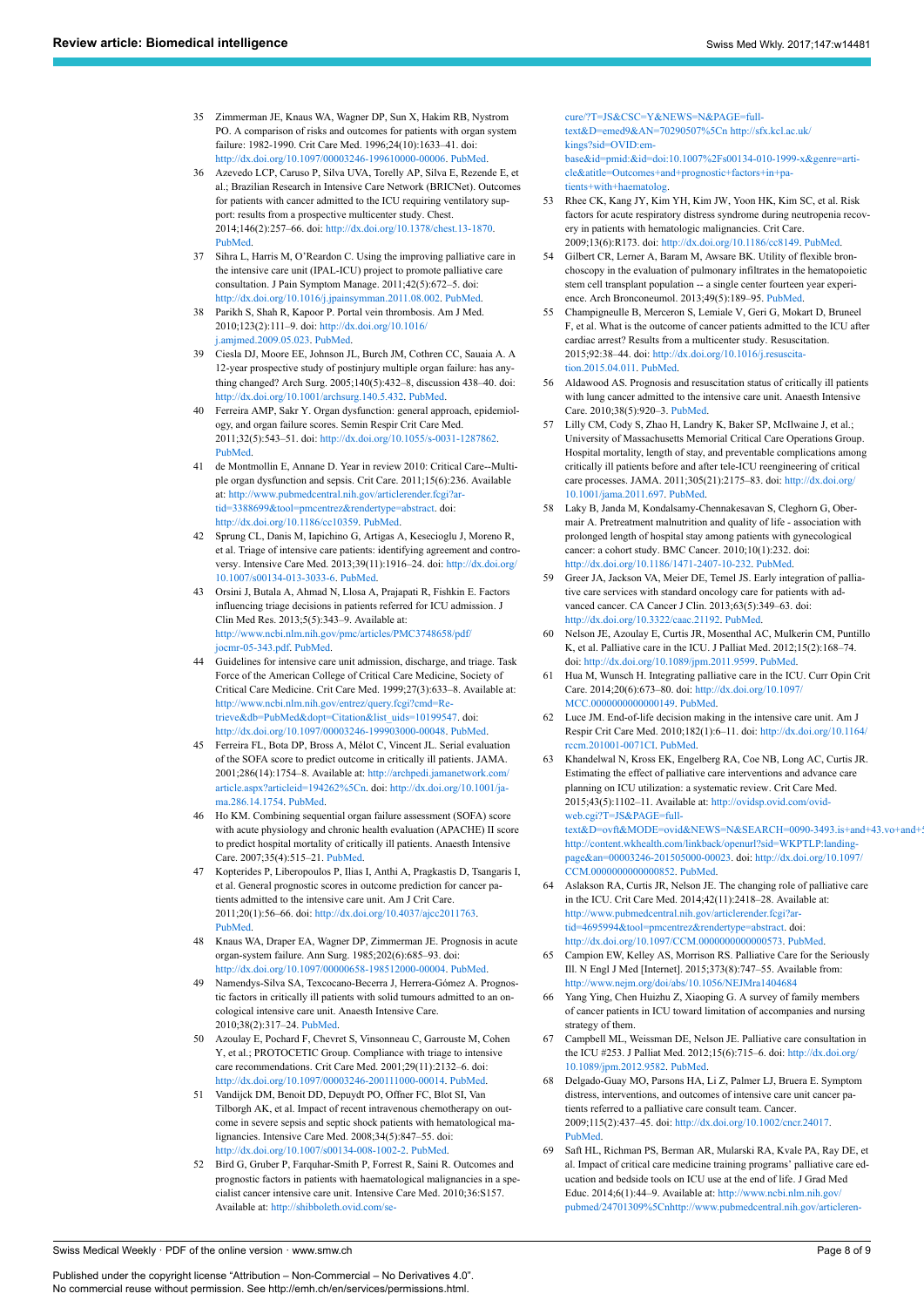35 Zimmerman JE, Knaus WA, Wagner DP, Sun X, Hakim RB, Nystrom PO. A comparison of risks and outcomes for patients with organ system failure: 1982-1990. Crit Care Med. 1996;24(10):1633–41. doi: http://dx.doi.org/10.1097/00003246-199610000-00006. PubMed.

36 Azevedo LCP, Caruso P, Silva UVA, Torelly AP, Silva E, Rezende E, et al.; Brazilian Research in Intensive Care Network (BRICNet). Outcomes for patients with cancer admitted to the ICU requiring ventilatory support: results from a prospective multicenter study. Chest. 2014;146(2):257–66. doi: http://dx.doi.org/10.1378/chest.13-1870. PubMed.

37 Sihra L, Harris M, O'Reardon C. Using the improving palliative care in the intensive care unit (IPAL-ICU) project to promote palliative care consultation. J Pain Symptom Manage. 2011;42(5):672–5. doi: http://dx.doi.org/10.1016/j.jpainsymman.2011.08.002. PubMed.

38 Parikh S, Shah R, Kapoor P. Portal vein thrombosis. Am J Med. 2010;123(2):111–9. doi: http://dx.doi.org/10.1016/j.amjmed.2009.05.023. PubMed.

39 Ciesla DJ, Moore EE, Johnson JL, Burch JM, Cothren CC, Sauaia A. A 12-year prospective study of postinjury multiple organ failure: has anything changed? Arch Surg. 2005;140(5):432–8, discussion 438–40. doi: http://dx.doi.org/10.1001/archsurg.140.5.432. PubMed.

40 Ferreira AMP, Sakr Y. Organ dysfunction: general approach, epidemiology, and organ failure scores. Semin Respir Crit Care Med. 2011;32(5):543–51. doi: http://dx.doi.org/10.1055/s-0031-1287862. PubMed.

41 de Montmollin E, Annane D. Year in review 2010: Critical Care--Multiple organ dysfunction and sepsis. Crit Care. 2011;15(6):236. Available at: http://www.pubmedcentral.nih.gov/articlerender.fcgi?artid=3388699&tool=pmcentrez&rendertype=abstract. doi: http://dx.doi.org/10.1186/cc10359. PubMed.

42 Sprung CL, Danis M, Iapichino G, Artigas A, Kesecioglu J, Moreno R, et al. Triage of intensive care patients: identifying agreement and controversy. Intensive Care Med. 2013;39(11):1916–24. doi: http://dx.doi.org/10.1007/s00134-013-3033-6. PubMed.

43 Orsini J, Butala A, Ahmad N, Llosa A, Prajapati R, Fishkin E. Factors influencing triage decisions in patients referred for ICU admission. J Clin Med Res. 2013;5(5):343–9. Available at: http://www.ncbi.nlm.nih.gov/pmc/articles/PMC3748658/pdf/jocmr-05-343.pdf. PubMed.

44 Guidelines for intensive care unit admission, discharge, and triage. Task Force of the American College of Critical Care Medicine, Society of Critical Care Medicine. Crit Care Med. 1999;27(3):633–8. Available at: http://www.ncbi.nlm.nih.gov/entrez/query.fcgi?cmd=Retrieve&db=PubMed&dopt=Citation&list_uids=10199547. doi: http://dx.doi.org/10.1097/00003246-199903000-00048. PubMed.

45 Ferreira FL, Bota DP, Bross A, Mélot C, Vincent JL. Serial evaluation of the SOFA score to predict outcome in critically ill patients. JAMA. 2001;286(14):1754–8. Available at: http://archpedi.jamanetwork.com/article.aspx?articleid=194262%5Cn. doi: http://dx.doi.org/10.1001/jama.286.14.1754. PubMed.

46 Ho KM. Combining sequential organ failure assessment (SOFA) score with acute physiology and chronic health evaluation (APACHE) II score to predict hospital mortality of critically ill patients. Anaesth Intensive Care. 2007;35(4):515–21. PubMed.

47 Kopterides P, Liberopoulos P, Ilias I, Anthi A, Pragkastis D, Tsangaris I, et al. General prognostic scores in outcome prediction for cancer patients admitted to the intensive care unit. Am J Crit Care. 2011;20(1):56–66. doi: http://dx.doi.org/10.4037/ajcc2011763. PubMed.

48 Knaus WA, Draper EA, Wagner DP, Zimmerman JE. Prognosis in acute organ-system failure. Ann Surg. 1985;202(6):685–93. doi: http://dx.doi.org/10.1097/00000658-198512000-00004. PubMed.

49 Namendys-Silva SA, Texcocano-Becerra J, Herrera-Gómez A. Prognostic factors in critically ill patients with solid tumours admitted to an oncological intensive care unit. Anaesth Intensive Care. 2010;38(2):317–24. PubMed.

50 Azoulay E, Pochard F, Chevret S, Vinsonneau C, Garrouste M, Cohen Y, et al.; PROTOCETIC Group. Compliance with triage to intensive care recommendations. Crit Care Med. 2001;29(11):2132–6. doi: http://dx.doi.org/10.1097/00003246-200111000-00014. PubMed.

51 Vandijck DM, Benoit DD, Depuydt PO, Offner FC, Blot SI, Van Tilborgh AK, et al. Impact of recent intravenous chemotherapy on outcome in severe sepsis and septic shock patients with hematological malignancies. Intensive Care Med. 2008;34(5):847–55. doi: http://dx.doi.org/10.1007/s00134-008-1002-2. PubMed.

52 Bird G, Gruber P, Farquhar-Smith P, Forrest R, Saini R. Outcomes and prognostic factors in patients with haematological malignancies in a specialist cancer intensive care unit. Intensive Care Med. 2010;36:S157. Available at: http://shibboleth.ovid.com/secure/?T=JS&CSC=Y&NEWS=N&PAGE=fulltext&D=emed9&AN=70290507%5Cn http://sfx.kcl.ac.uk/kings?sid=OVID:embase&id=pmid:&id=doi:10.1007%2Fs00134-010-1999-x&genre=article&atitle=Outcomes+and+prognostic+factors+in+patients+with+haematolog.

53 Rhee CK, Kang JY, Kim YH, Kim JW, Yoon HK, Kim SC, et al. Risk factors for acute respiratory distress syndrome during neutropenia recovery in patients with hematologic malignancies. Crit Care. 2009;13(6):R173. doi: http://dx.doi.org/10.1186/cc8149. PubMed.

54 Gilbert CR, Lerner A, Baram M, Awsare BK. Utility of flexible bronchoscopy in the evaluation of pulmonary infiltrates in the hematopoietic stem cell transplant population -- a single center fourteen year experience. Arch Bronconeumol. 2013;49(5):189–95. PubMed.

55 Champigneulle B, Merceron S, Lemiale V, Geri G, Mokart D, Bruneel F, et al. What is the outcome of cancer patients admitted to the ICU after cardiac arrest? Results from a multicenter study. Resuscitation. 2015;92:38–44. doi: http://dx.doi.org/10.1016/j.resuscitation.2015.04.011. PubMed.

56 Aldawood AS. Prognosis and resuscitation status of critically ill patients with lung cancer admitted to the intensive care unit. Anaesth Intensive Care. 2010;38(5):920–3. PubMed.

57 Lilly CM, Cody S, Zhao H, Landry K, Baker SP, McIlwaine J, et al.; University of Massachusetts Memorial Critical Care Operations Group. Hospital mortality, length of stay, and preventable complications among critically ill patients before and after tele-ICU reengineering of critical care processes. JAMA. 2011;305(21):2175–83. doi: http://dx.doi.org/10.1001/jama.2011.697. PubMed.

58 Laky B, Janda M, Kondalsamy-Chennakesavan S, Cleghorn G, Obermair A. Pretreatment malnutrition and quality of life - association with prolonged length of hospital stay among patients with gynecological cancer: a cohort study. BMC Cancer. 2010;10(1):232. doi: http://dx.doi.org/10.1186/1471-2407-10-232. PubMed.

59 Greer JA, Jackson VA, Meier DE, Temel JS. Early integration of palliative care services with standard oncology care for patients with advanced cancer. CA Cancer J Clin. 2013;63(5):349–63. doi: http://dx.doi.org/10.3322/caac.21192. PubMed.

60 Nelson JE, Azoulay E, Curtis JR, Mosenthal AC, Mulkerin CM, Puntillo K, et al. Palliative care in the ICU. J Palliat Med. 2012;15(2):168–74. doi: http://dx.doi.org/10.1089/jpm.2011.9599. PubMed.

61 Hua M, Wunsch H. Integrating palliative care in the ICU. Curr Opin Crit Care. 2014;20(6):673–80. doi: http://dx.doi.org/10.1097/MCC.0000000000000149. PubMed.

62 Luce JM. End-of-life decision making in the intensive care unit. Am J Respir Crit Care Med. 2010;182(1):6–11. doi: http://dx.doi.org/10.1164/rccm.201001-0071CI. PubMed.

63 Khandelwal N, Kross EK, Engelberg RA, Coe NB, Long AC, Curtis JR. Estimating the effect of palliative care interventions and advance care planning on ICU utilization: a systematic review. Crit Care Med. 2015;43(5):1102–11. Available at: http://ovidsp.ovid.com/ovidweb.cgi?T=JS&PAGE=fulltext&D=ovft&MODE=ovid&NEWS=N&SEARCH=0090-3493.is+and+43.vo+and+ http://content.wkhealth.com/linkback/openurl?sid=WKPTLP:landingpage&an=00003246-201505000-00023. doi: http://dx.doi.org/10.1097/CCM.0000000000000852. PubMed.

64 Aslakson RA, Curtis JR, Nelson JE. The changing role of palliative care in the ICU. Crit Care Med. 2014;42(11):2418–28. Available at: http://www.pubmedcentral.nih.gov/articlerender.fcgi?artid=4695994&tool=pmcentrez&rendertype=abstract. doi: http://dx.doi.org/10.1097/CCM.0000000000000573. PubMed.

65 Campion EW, Kelley AS, Morrison RS. Palliative Care for the Seriously Ill. N Engl J Med [Internet]. 2015;373(8):747–55. Available from: http://www.nejm.org/doi/abs/10.1056/NEJMra1404684

66 Yang Ying, Chen Huizhu Z, Xiaoping G. A survey of family members of cancer patients in ICU toward limitation of accompanies and nursing strategy of them.

67 Campbell ML, Weissman DE, Nelson JE. Palliative care consultation in the ICU #253. J Palliat Med. 2012;15(6):715–6. doi: http://dx.doi.org/10.1089/jpm.2012.9582. PubMed.

68 Delgado-Guay MO, Parsons HA, Li Z, Palmer LJ, Bruera E. Symptom distress, interventions, and outcomes of intensive care unit cancer patients referred to a palliative care consult team. Cancer. 2009;115(2):437–45. doi: http://dx.doi.org/10.1002/cncr.24017. PubMed.

69 Saft HL, Richman PS, Berman AR, Mularski RA, Kvale PA, Ray DE, et al. Impact of critical care medicine training programs' palliative care education and bedside tools on ICU use at the end of life. J Grad Med Educ. 2014;6(1):44–9. Available at: http://www.ncbi.nlm.nih.gov/pubmed/24701309%5Cnhttp://www.pubmedcentral.nih.gov/articleren-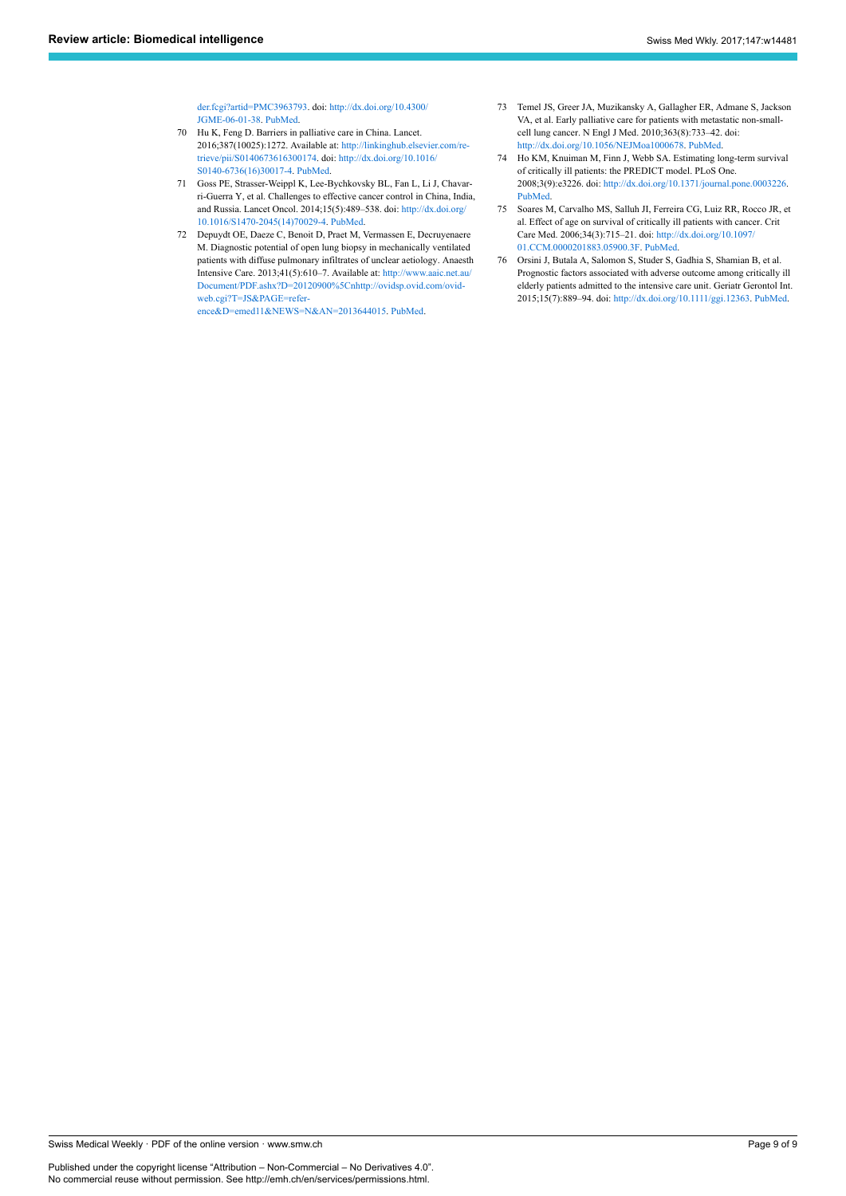der.fcgi?artid=PMC3963793. doi: http://dx.doi.org/10.4300/JGME-06-01-38. PubMed.

70 Hu K, Feng D. Barriers in palliative care in China. Lancet. 2016;387(10025):1272. Available at: http://linkinghub.elsevier.com/retrieve/pii/S0140673616300174. doi: http://dx.doi.org/10.1016/S0140-6736(16)30017-4. PubMed.

71 Goss PE, Strasser-Weippl K, Lee-Bychkovsky BL, Fan L, Li J, Chavarri-Guerra Y, et al. Challenges to effective cancer control in China, India, and Russia. Lancet Oncol. 2014;15(5):489–538. doi: http://dx.doi.org/10.1016/S1470-2045(14)70029-4. PubMed.

72 Depuydt OE, Daeze C, Benoit D, Praet M, Vermassen E, Decruyenaere M. Diagnostic potential of open lung biopsy in mechanically ventilated patients with diffuse pulmonary infiltrates of unclear aetiology. Anaesth Intensive Care. 2013;41(5):610–7. Available at: http://www.aaic.net.au/Document/PDF.ashx?D=20120900%5Cnhttp://ovidsp.ovid.com/ovidweb.cgi?T=JS&PAGE=reference&D=emed11&NEWS=N&AN=2013644015. PubMed.

73 Temel JS, Greer JA, Muzikansky A, Gallagher ER, Admane S, Jackson VA, et al. Early palliative care for patients with metastatic non-small-cell lung cancer. N Engl J Med. 2010;363(8):733–42. doi: http://dx.doi.org/10.1056/NEJMoa1000678. PubMed.

74 Ho KM, Knuiman M, Finn J, Webb SA. Estimating long-term survival of critically ill patients: the PREDICT model. PLoS One. 2008;3(9):e3226. doi: http://dx.doi.org/10.1371/journal.pone.0003226. PubMed.

75 Soares M, Carvalho MS, Salluh JI, Ferreira CG, Luiz RR, Rocco JR, et al. Effect of age on survival of critically ill patients with cancer. Crit Care Med. 2006;34(3):715–21. doi: http://dx.doi.org/10.1097/01.CCM.0000201883.05900.3F. PubMed.

76 Orsini J, Butala A, Salomon S, Studer S, Gadhia S, Shamian B, et al. Prognostic factors associated with adverse outcome among critically ill elderly patients admitted to the intensive care unit. Geriatr Gerontol Int. 2015;15(7):889–94. doi: http://dx.doi.org/10.1111/ggi.12363. PubMed.